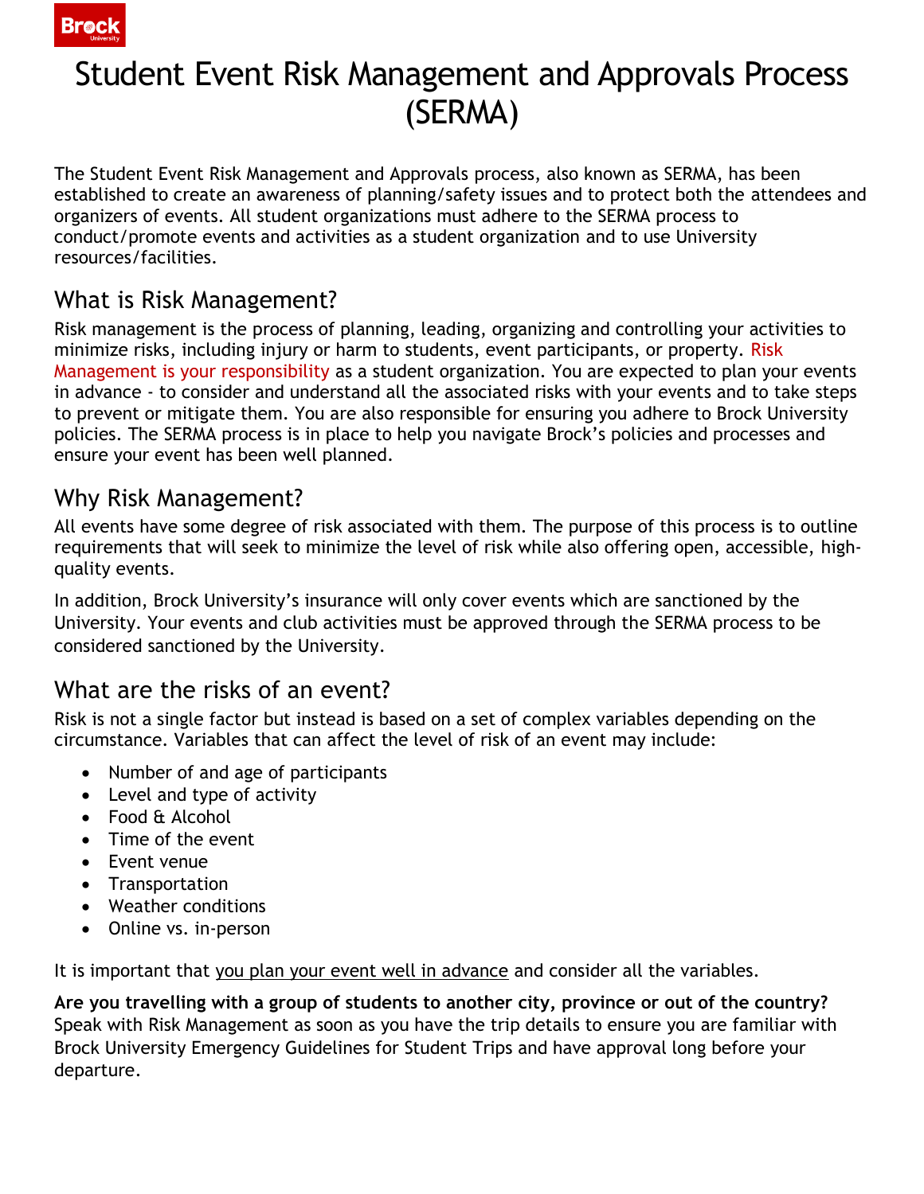# Student Event Risk Management and Approvals Process (SERMA)

The Student Event Risk Management and Approvals process, also known as SERMA, has been established to create an awareness of planning/safety issues and to protect both the attendees and organizers of events. All student organizations must adhere to the SERMA process to conduct/promote events and activities as a student organization and to use University resources/facilities.

## What is Risk Management?

Risk management is the process of planning, leading, organizing and controlling your activities to minimize risks, including injury or harm to students, event participants, or property. Risk Management is your responsibility as a student organization. You are expected to plan your events in advance - to consider and understand all the associated risks with your events and to take steps to prevent or mitigate them. You are also responsible for ensuring you adhere to Brock University policies. The SERMA process is in place to help you navigate Brock's policies and processes and ensure your event has been well planned.

## Why Risk Management?

All events have some degree of risk associated with them. The purpose of this process is to outline requirements that will seek to minimize the level of risk while also offering open, accessible, high-quality events.

In addition, Brock University's insurance will only cover events which are sanctioned by the University. Your events and club activities must be approved through the SERMA process to be considered sanctioned by the University.

## What are the risks of an event?

Risk is not a single factor but instead is based on a set of complex variables depending on the circumstance. Variables that can affect the level of risk of an event may include:

- Number of and age of participants
- Level and type of activity
- Food & Alcohol
- Time of the event
- Event venue
- Transportation
- Weather conditions
- Online vs. in-person

It is important that you plan your event well in advance and consider all the variables.

**Are you travelling with a group of students to another city, province or out of the country?** Speak with Risk Management as soon as you have the trip details to ensure you are familiar with Brock University Emergency Guidelines for Student Trips and have approval long before your departure.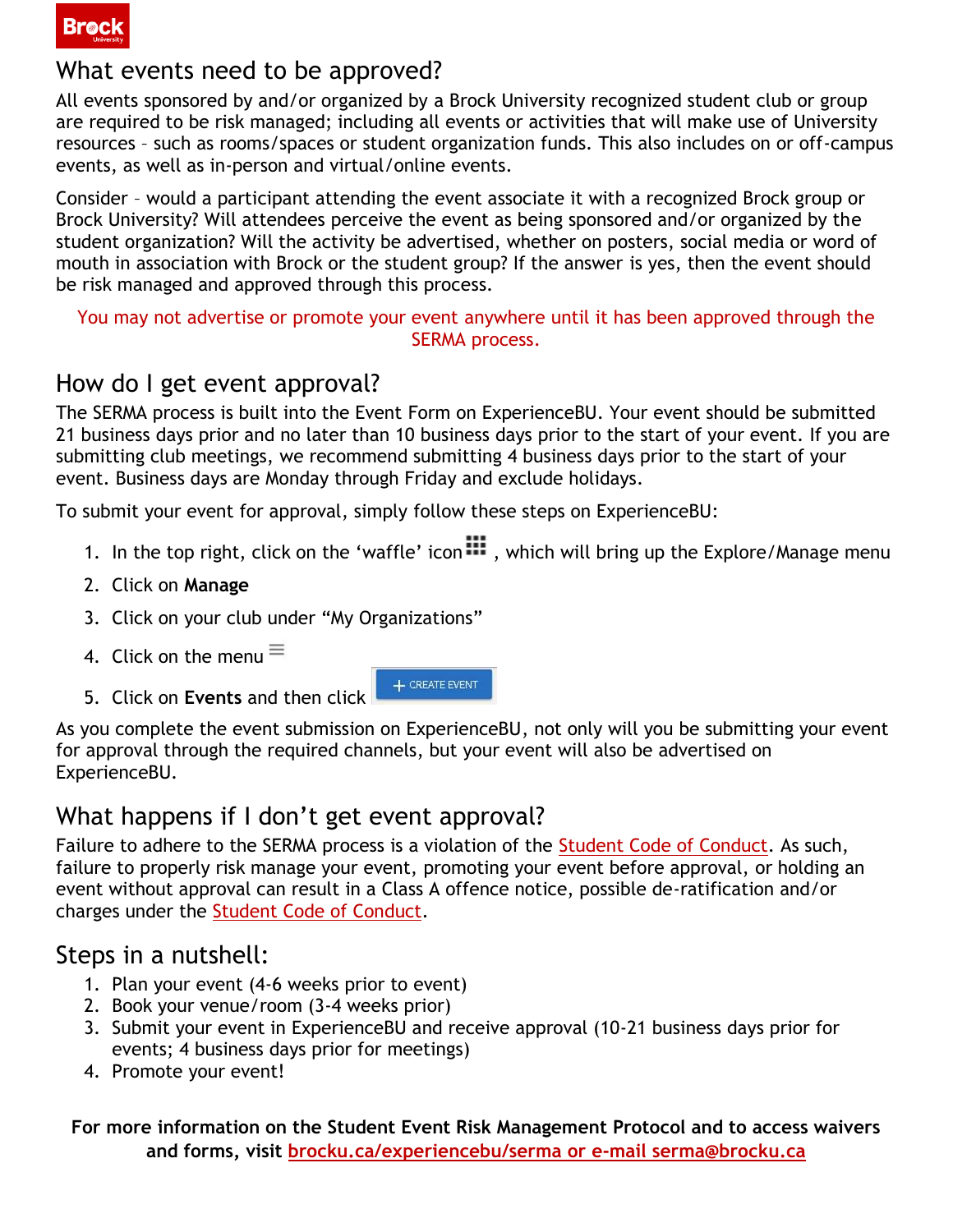## What events need to be approved?

All events sponsored by and/or organized by a Brock University recognized student club or group are required to be risk managed; including all events or activities that will make use of University resources – such as rooms/spaces or student organization funds. This also includes on or off-campus events, as well as in-person and virtual/online events.

Consider – would a participant attending the event associate it with a recognized Brock group or Brock University? Will attendees perceive the event as being sponsored and/or organized by the student organization? Will the activity be advertised, whether on posters, social media or word of mouth in association with Brock or the student group? If the answer is yes, then the event should be risk managed and approved through this process.

You may not advertise or promote your event anywhere until it has been approved through the SERMA process.

## How do I get event approval?

The SERMA process is built into the Event Form on ExperienceBU. Your event should be submitted 21 business days prior and no later than 10 business days prior to the start of your event. If you are submitting club meetings, we recommend submitting 4 business days prior to the start of your event. Business days are Monday through Friday and exclude holidays.

To submit your event for approval, simply follow these steps on ExperienceBU:

1. In the top right, click on the 'waffle' icon, which will bring up the Explore/Manage menu
2. Click on **Manage**
3. Click on your club under "My Organizations"
4. Click on the menu
5. Click on **Events** and then click + CREATE EVENT

As you complete the event submission on ExperienceBU, not only will you be submitting your event for approval through the required channels, but your event will also be advertised on ExperienceBU.

## What happens if I don't get event approval?

Failure to adhere to the SERMA process is a violation of the Student Code of Conduct. As such, failure to properly risk manage your event, promoting your event before approval, or holding an event without approval can result in a Class A offence notice, possible de-ratification and/or charges under the Student Code of Conduct.

## Steps in a nutshell:

1. Plan your event (4-6 weeks prior to event)
2. Book your venue/room (3-4 weeks prior)
3. Submit your event in ExperienceBU and receive approval (10-21 business days prior for events; 4 business days prior for meetings)
4. Promote your event!

**For more information on the Student Event Risk Management Protocol and to access waivers and forms, visit brocku.ca/experiencebu/serma or e-mail serma@brocku.ca**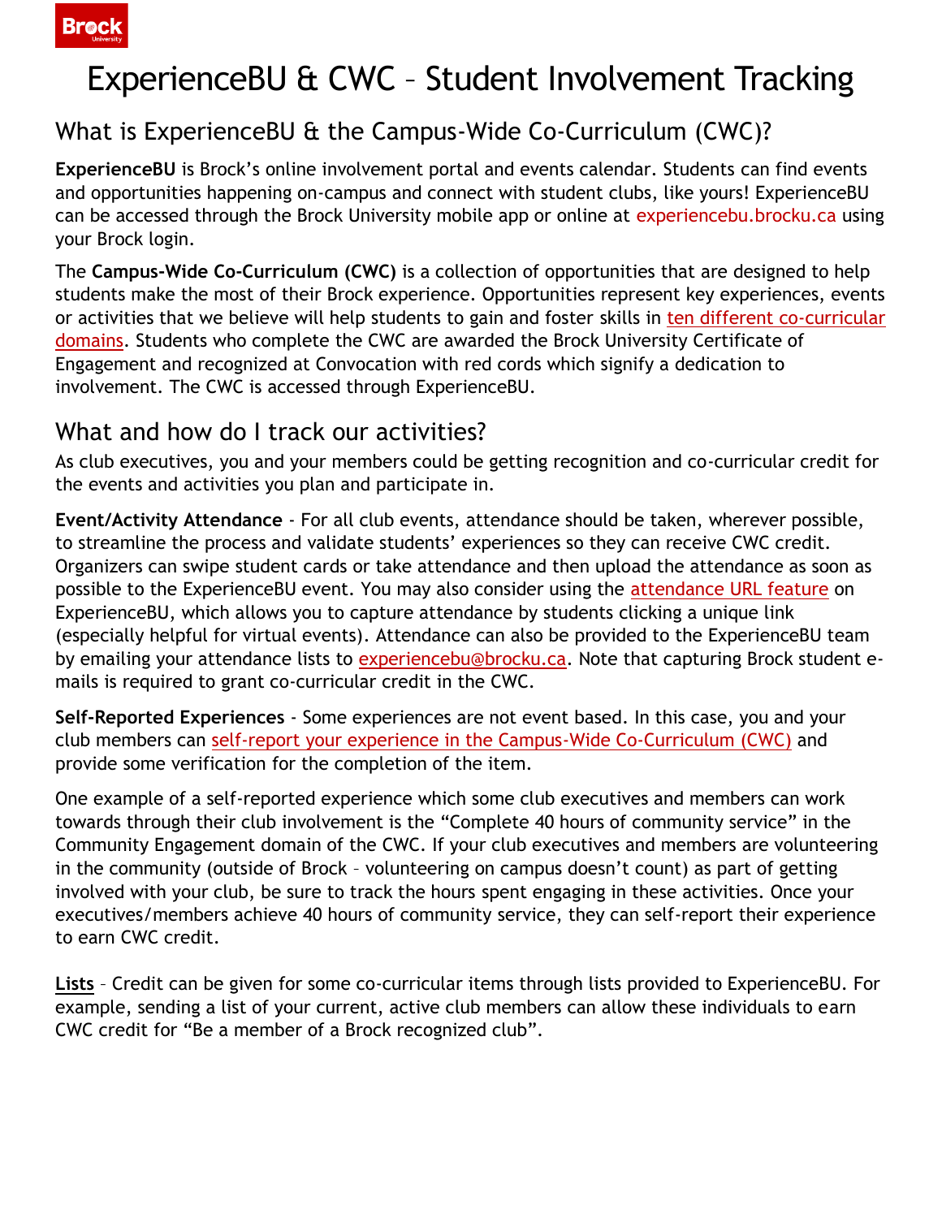# ExperienceBU & CWC – Student Involvement Tracking

## What is ExperienceBU & the Campus-Wide Co-Curriculum (CWC)?

**ExperienceBU** is Brock's online involvement portal and events calendar. Students can find events and opportunities happening on-campus and connect with student clubs, like yours! ExperienceBU can be accessed through the Brock University mobile app or online at experiencebu.brocku.ca using your Brock login.

The **Campus-Wide Co-Curriculum (CWC)** is a collection of opportunities that are designed to help students make the most of their Brock experience. Opportunities represent key experiences, events or activities that we believe will help students to gain and foster skills in ten different co-curricular domains. Students who complete the CWC are awarded the Brock University Certificate of Engagement and recognized at Convocation with red cords which signify a dedication to involvement. The CWC is accessed through ExperienceBU.

## What and how do I track our activities?

As club executives, you and your members could be getting recognition and co-curricular credit for the events and activities you plan and participate in.

**Event/Activity Attendance** - For all club events, attendance should be taken, wherever possible, to streamline the process and validate students' experiences so they can receive CWC credit. Organizers can swipe student cards or take attendance and then upload the attendance as soon as possible to the ExperienceBU event. You may also consider using the attendance URL feature on ExperienceBU, which allows you to capture attendance by students clicking a unique link (especially helpful for virtual events). Attendance can also be provided to the ExperienceBU team by emailing your attendance lists to experiencebu@brocku.ca. Note that capturing Brock student e-mails is required to grant co-curricular credit in the CWC.

**Self-Reported Experiences** - Some experiences are not event based. In this case, you and your club members can self-report your experience in the Campus-Wide Co-Curriculum (CWC) and provide some verification for the completion of the item.

One example of a self-reported experience which some club executives and members can work towards through their club involvement is the "Complete 40 hours of community service" in the Community Engagement domain of the CWC. If your club executives and members are volunteering in the community (outside of Brock – volunteering on campus doesn't count) as part of getting involved with your club, be sure to track the hours spent engaging in these activities. Once your executives/members achieve 40 hours of community service, they can self-report their experience to earn CWC credit.

**Lists** – Credit can be given for some co-curricular items through lists provided to ExperienceBU. For example, sending a list of your current, active club members can allow these individuals to earn CWC credit for "Be a member of a Brock recognized club".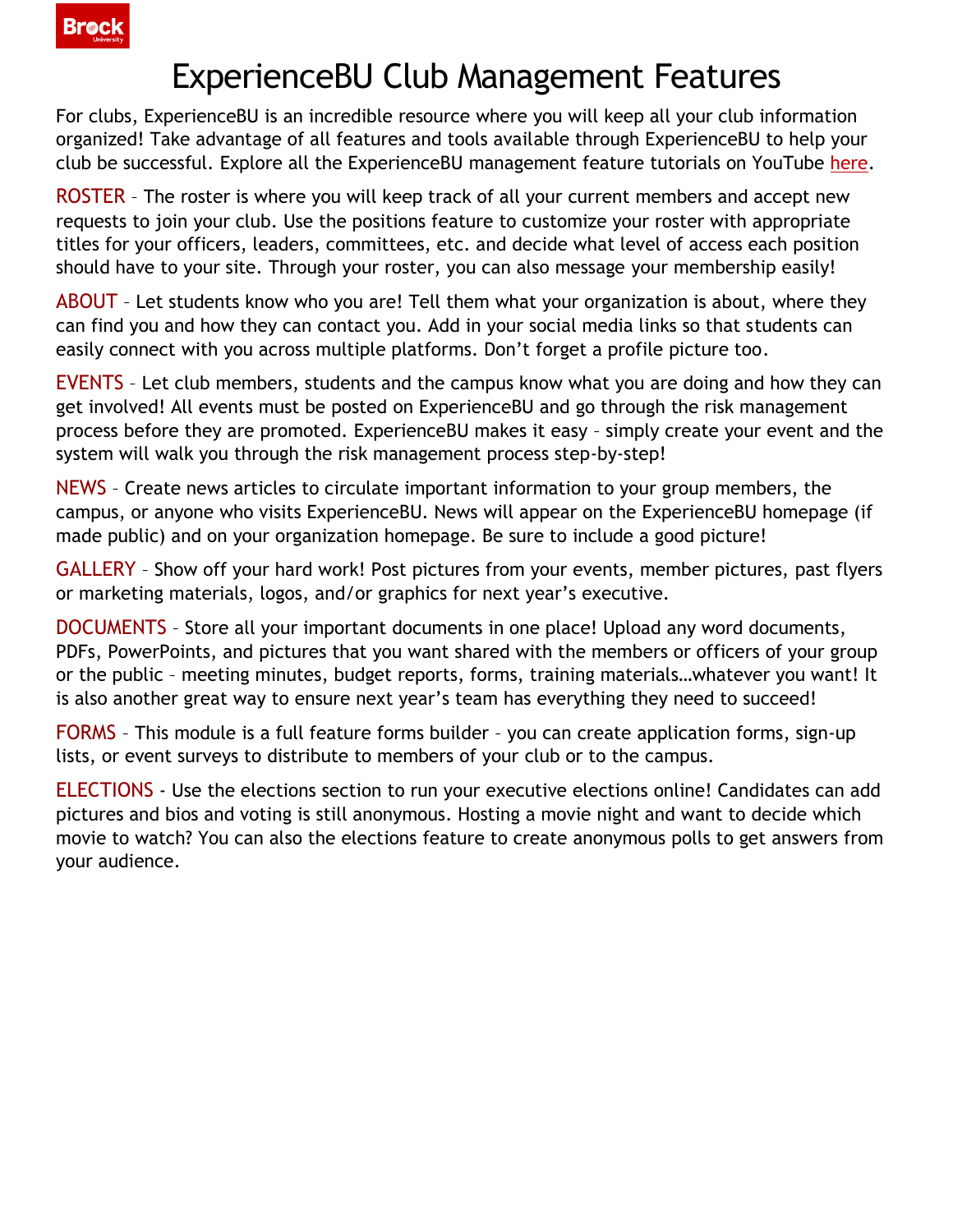# ExperienceBU Club Management Features

For clubs, ExperienceBU is an incredible resource where you will keep all your club information organized! Take advantage of all features and tools available through ExperienceBU to help your club be successful. Explore all the ExperienceBU management feature tutorials on YouTube here.

**ROSTER** – The roster is where you will keep track of all your current members and accept new requests to join your club. Use the positions feature to customize your roster with appropriate titles for your officers, leaders, committees, etc. and decide what level of access each position should have to your site. Through your roster, you can also message your membership easily!

**ABOUT** – Let students know who you are! Tell them what your organization is about, where they can find you and how they can contact you. Add in your social media links so that students can easily connect with you across multiple platforms. Don't forget a profile picture too.

**EVENTS** – Let club members, students and the campus know what you are doing and how they can get involved! All events must be posted on ExperienceBU and go through the risk management process before they are promoted. ExperienceBU makes it easy – simply create your event and the system will walk you through the risk management process step-by-step!

**NEWS** – Create news articles to circulate important information to your group members, the campus, or anyone who visits ExperienceBU. News will appear on the ExperienceBU homepage (if made public) and on your organization homepage. Be sure to include a good picture!

**GALLERY** – Show off your hard work! Post pictures from your events, member pictures, past flyers or marketing materials, logos, and/or graphics for next year's executive.

**DOCUMENTS** – Store all your important documents in one place! Upload any word documents, PDFs, PowerPoints, and pictures that you want shared with the members or officers of your group or the public – meeting minutes, budget reports, forms, training materials…whatever you want! It is also another great way to ensure next year's team has everything they need to succeed!

**FORMS** – This module is a full feature forms builder – you can create application forms, sign-up lists, or event surveys to distribute to members of your club or to the campus.

**ELECTIONS** - Use the elections section to run your executive elections online! Candidates can add pictures and bios and voting is still anonymous. Hosting a movie night and want to decide which movie to watch? You can also the elections feature to create anonymous polls to get answers from your audience.